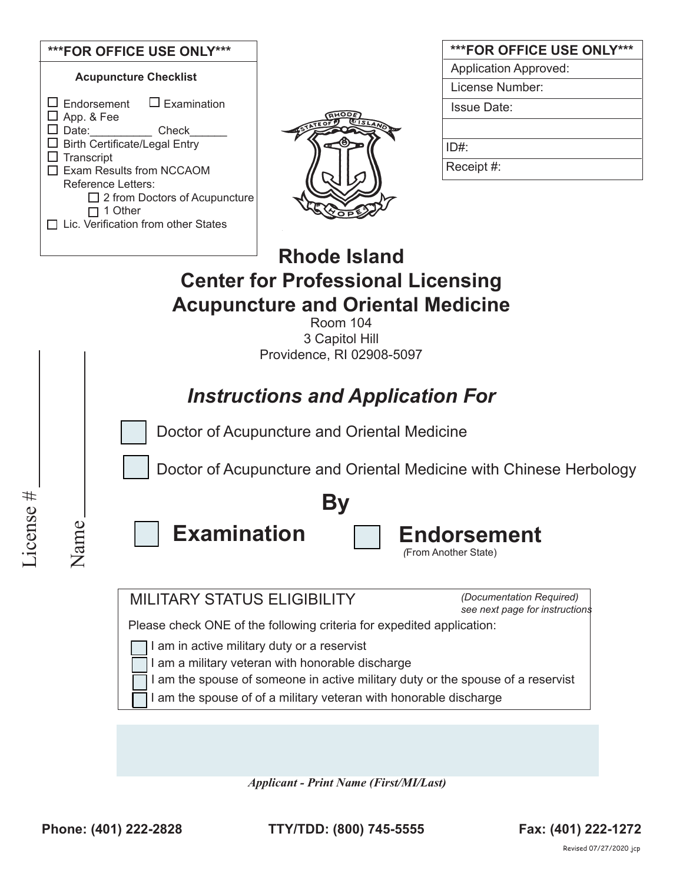**\*\*\*FOR OFFICE USE ONLY\*\*\***

**Acupuncture Checklist**

- ☐ Endorsement ☐ Examination
- ☐ App. & Fee
- ☐ Date:__________ Check______
- ☐ Birth Certificate/Legal Entry
- ☐ Transcript
- ☐ Exam Results from NCCAOM
- Reference Letters:
  - ☐ 2 from Doctors of Acupuncture
  - ☐ 1 Other
- ☐ Lic. Verification from other States

| \*\*\*FOR OFFICE USE ONLY\*\*\* |
| --- |
| Application Approved: |
| License Number: |
| Issue Date: |
| |
| ID#: |
| Receipt #: |

License # ________

Name ________

# Rhode Island Center for Professional Licensing Acupuncture and Oriental Medicine

Room 104
3 Capitol Hill
Providence, RI 02908-5097

## *Instructions and Application For*

☐ Doctor of Acupuncture and Oriental Medicine

☐ Doctor of Acupuncture and Oriental Medicine with Chinese Herbology

## By

☐ **Examination** ☐ **Endorsement** *(From Another State)*

MILITARY STATUS ELIGIBILITY *(Documentation Required) see next page for instructions*

Please check ONE of the following criteria for expedited application:

- ☐ I am in active military duty or a reservist
- ☐ I am a military veteran with honorable discharge
- ☐ I am the spouse of someone in active military duty or the spouse of a reservist
- ☐ I am the spouse of of a military veteran with honorable discharge

_______________________________________________

***Applicant - Print Name (First/MI/Last)***

**Phone: (401) 222-2828** **TTY/TDD: (800) 745-5555** **Fax: (401) 222-1272**

Revised 07/27/2020 jcp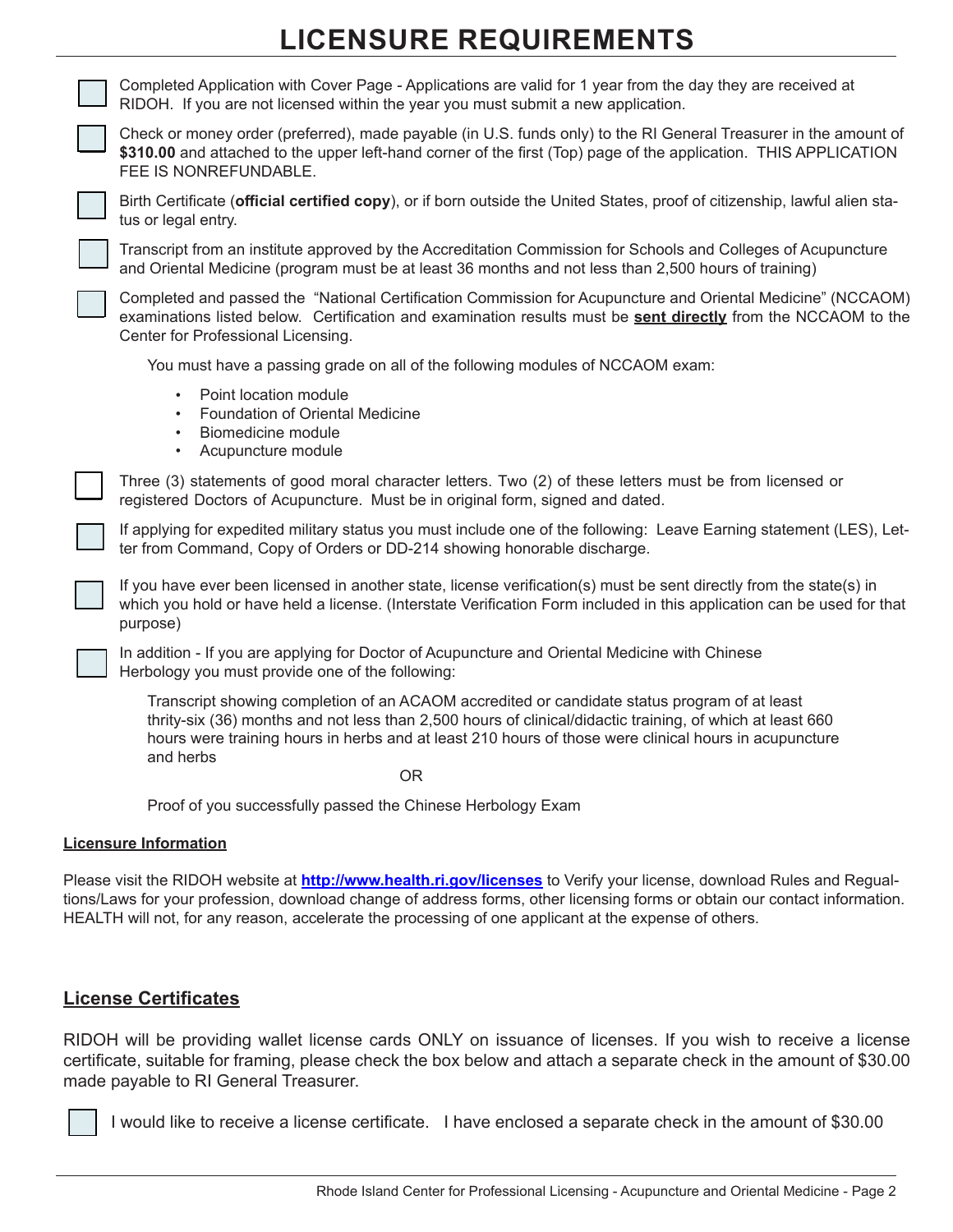# LICENSURE REQUIREMENTS

- [ ] Completed Application with Cover Page - Applications are valid for 1 year from the day they are received at RIDOH. If you are not licensed within the year you must submit a new application.

- [ ] Check or money order (preferred), made payable (in U.S. funds only) to the RI General Treasurer in the amount of **$310.00** and attached to the upper left-hand corner of the first (Top) page of the application. THIS APPLICATION FEE IS NONREFUNDABLE.

- [ ] Birth Certificate (**official certified copy**), or if born outside the United States, proof of citizenship, lawful alien status or legal entry.

- [ ] Transcript from an institute approved by the Accreditation Commission for Schools and Colleges of Acupuncture and Oriental Medicine (program must be at least 36 months and not less than 2,500 hours of training)

- [ ] Completed and passed the "National Certification Commission for Acupuncture and Oriental Medicine" (NCCAOM) examinations listed below. Certification and examination results must be **sent directly** from the NCCAOM to the Center for Professional Licensing.

  You must have a passing grade on all of the following modules of NCCAOM exam:

  - Point location module
  - Foundation of Oriental Medicine
  - Biomedicine module
  - Acupuncture module

- [ ] Three (3) statements of good moral character letters. Two (2) of these letters must be from licensed or registered Doctors of Acupuncture. Must be in original form, signed and dated.

- [ ] If applying for expedited military status you must include one of the following: Leave Earning statement (LES), Letter from Command, Copy of Orders or DD-214 showing honorable discharge.

- [ ] If you have ever been licensed in another state, license verification(s) must be sent directly from the state(s) in which you hold or have held a license. (Interstate Verification Form included in this application can be used for that purpose)

- [ ] In addition - If you are applying for Doctor of Acupuncture and Oriental Medicine with Chinese Herbology you must provide one of the following:

  Transcript showing completion of an ACAOM accredited or candidate status program of at least thrity-six (36) months and not less than 2,500 hours of clinical/didactic training, of which at least 660 hours were training hours in herbs and at least 210 hours of those were clinical hours in acupuncture and herbs

  OR

  Proof of you successfully passed the Chinese Herbology Exam

**Licensure Information**

Please visit the RIDOH website at **http://www.health.ri.gov/licenses** to Verify your license, download Rules and Regualtions/Laws for your profession, download change of address forms, other licensing forms or obtain our contact information. HEALTH will not, for any reason, accelerate the processing of one applicant at the expense of others.

## License Certificates

RIDOH will be providing wallet license cards ONLY on issuance of licenses. If you wish to receive a license certificate, suitable for framing, please check the box below and attach a separate check in the amount of $30.00 made payable to RI General Treasurer.

- [ ] I would like to receive a license certificate. I have enclosed a separate check in the amount of $30.00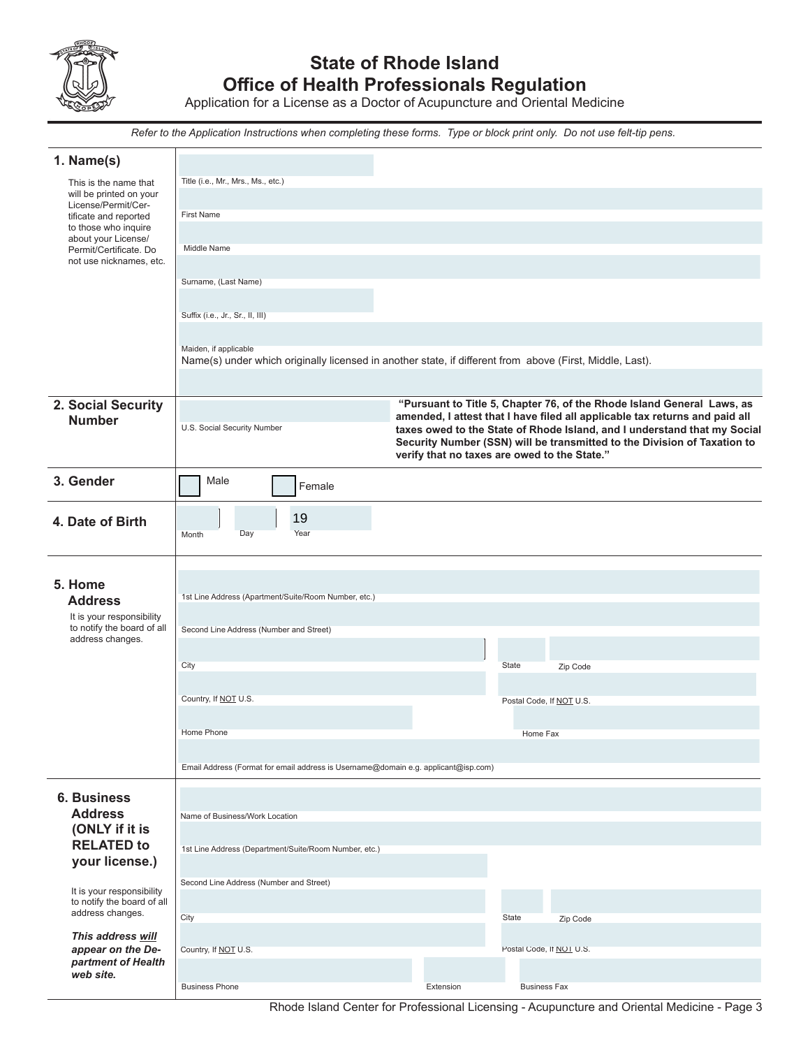# State of Rhode Island
# Office of Health Professionals Regulation

Application for a License as a Doctor of Acupuncture and Oriental Medicine

*Refer to the Application Instructions when completing these forms. Type or block print only. Do not use felt-tip pens.*

## 1. Name(s)

This is the name that will be printed on your License/Permit/Certificate and reported to those who inquire about your License/Permit/Certificate. Do not use nicknames, etc.

Title (i.e., Mr., Mrs., Ms., etc.)

First Name

Middle Name

Surname, (Last Name)

Suffix (i.e., Jr., Sr., II, III)

Maiden, if applicable

Name(s) under which originally licensed in another state, if different from above (First, Middle, Last).

## 2. Social Security Number

U.S. Social Security Number

**"Pursuant to Title 5, Chapter 76, of the Rhode Island General Laws, as amended, I attest that I have filed all applicable tax returns and paid all taxes owed to the State of Rhode Island, and I understand that my Social Security Number (SSN) will be transmitted to the Division of Taxation to verify that no taxes are owed to the State."**

## 3. Gender

☐ Male ☐ Female

## 4. Date of Birth

Month Day Year 19

## 5. Home Address

It is your responsibility to notify the board of all address changes.

1st Line Address (Apartment/Suite/Room Number, etc.)

Second Line Address (Number and Street)

City | State | Zip Code

Country, If NOT U.S. | Postal Code, If NOT U.S.

Home Phone | Home Fax

Email Address (Format for email address is Username@domain e.g. applicant@isp.com)

## 6. Business Address (ONLY if it is RELATED to your license.)

It is your responsibility to notify the board of all address changes.

***This address will appear on the Department of Health web site.***

Name of Business/Work Location

1st Line Address (Department/Suite/Room Number, etc.)

Second Line Address (Number and Street)

City | State | Zip Code

Country, If NOT U.S. | Postal Code, If NOT U.S.

Business Phone | Extension | Business Fax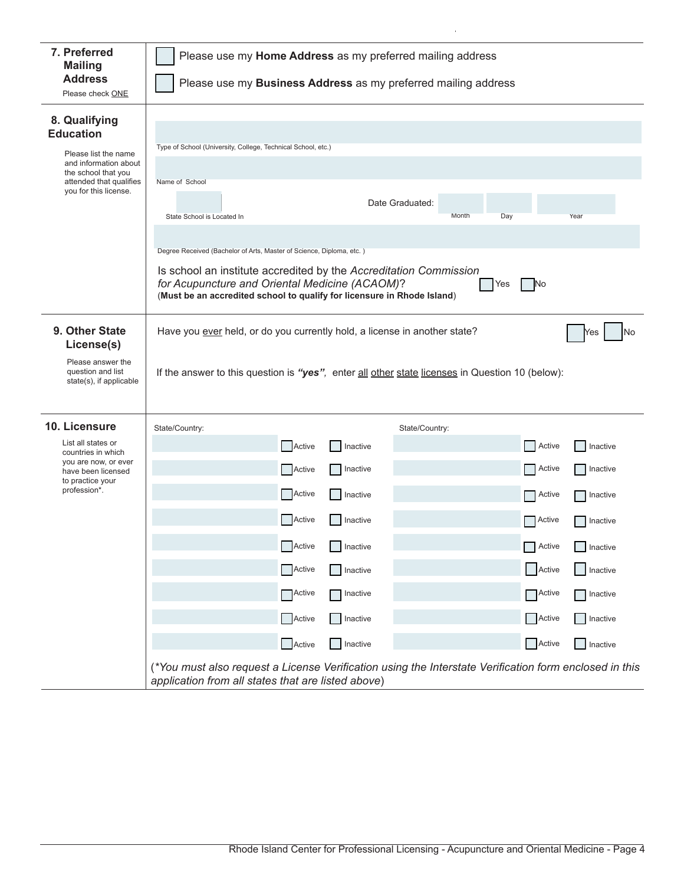## 7. Preferred Mailing Address

Please check ONE

- ☐ Please use my **Home Address** as my preferred mailing address
- ☐ Please use my **Business Address** as my preferred mailing address

## 8. Qualifying Education

Please list the name and information about the school that you attended that qualifies you for this license.

Type of School (University, College, Technical School, etc.)

Name of School

State School is Located In

Date Graduated: Month Day Year

Degree Received (Bachelor of Arts, Master of Science, Diploma, etc. )

Is school an institute accredited by the *Accreditation Commission for Acupuncture and Oriental Medicine (ACAOM)*? ☐ Yes ☐ No

(**Must be an accredited school to qualify for licensure in Rhode Island**)

## 9. Other State License(s)

Please answer the question and list state(s), if applicable

Have you ever held, or do you currently hold, a license in another state? ☐ Yes ☐ No

If the answer to this question is ***"yes"***, enter all other state licenses in Question 10 (below):

## 10. Licensure

List all states or countries in which you are now, or ever have been licensed to practice your profession*.

| State/Country: | | | State/Country: | | |
|---|---|---|---|---|---|
| | ☐ Active | ☐ Inactive | | ☐ Active | ☐ Inactive |
| | ☐ Active | ☐ Inactive | | ☐ Active | ☐ Inactive |
| | ☐ Active | ☐ Inactive | | ☐ Active | ☐ Inactive |
| | ☐ Active | ☐ Inactive | | ☐ Active | ☐ Inactive |
| | ☐ Active | ☐ Inactive | | ☐ Active | ☐ Inactive |
| | ☐ Active | ☐ Inactive | | ☐ Active | ☐ Inactive |
| | ☐ Active | ☐ Inactive | | ☐ Active | ☐ Inactive |
| | ☐ Active | ☐ Inactive | | ☐ Active | ☐ Inactive |
| | ☐ Active | ☐ Inactive | | ☐ Active | ☐ Inactive |

(**You must also request a License Verification using the Interstate Verification form enclosed in this application from all states that are listed above*)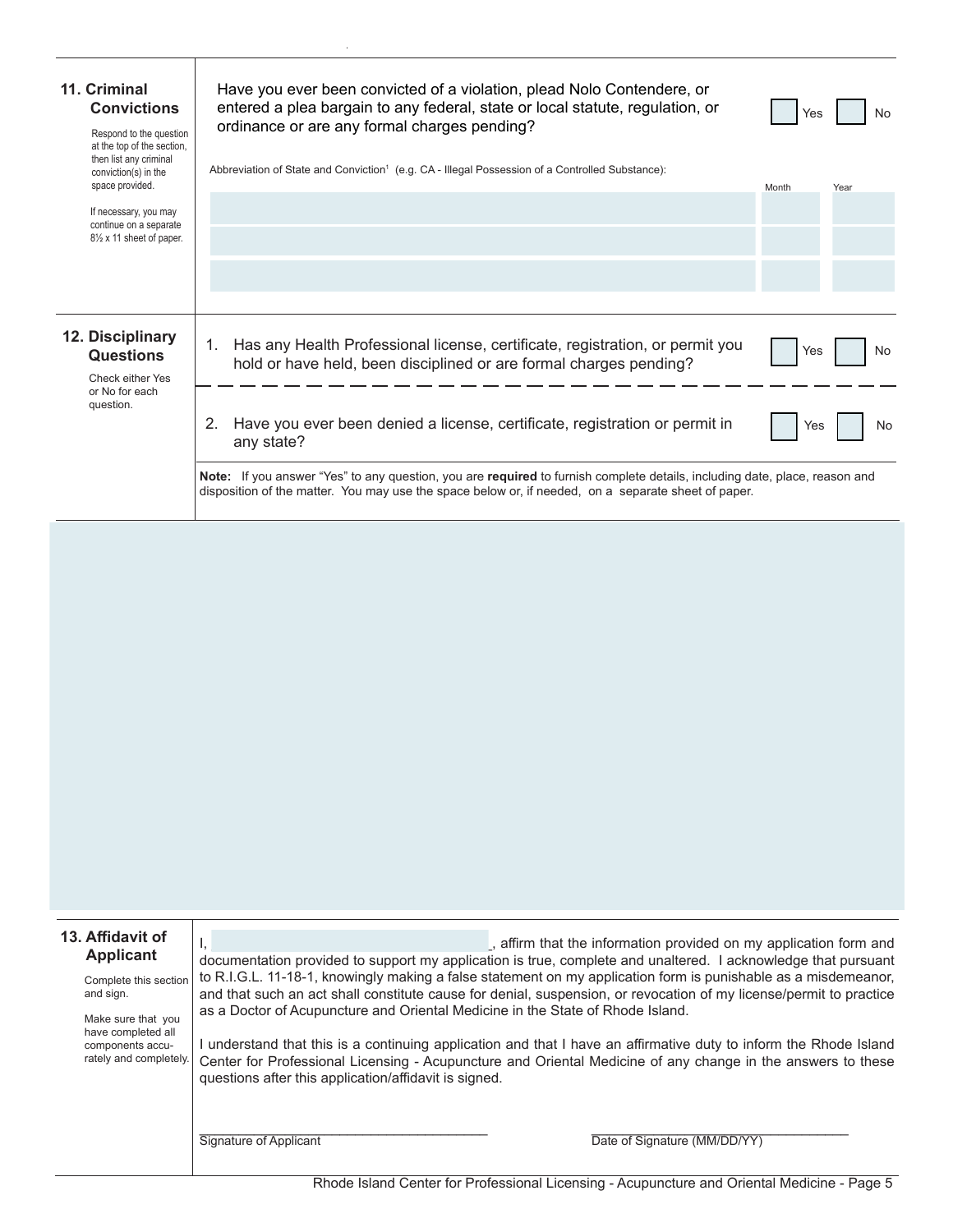## 11. Criminal Convictions

Respond to the question at the top of the section, then list any criminal conviction(s) in the space provided.

If necessary, you may continue on a separate 8½ x 11 sheet of paper.

Have you ever been convicted of a violation, plead Nolo Contendere, or entered a plea bargain to any federal, state or local statute, regulation, or ordinance or are any formal charges pending?

☐ Yes ☐ No

Abbreviation of State and Conviction[1] (e.g. CA - Illegal Possession of a Controlled Substance):

| Abbreviation of State and Conviction | Month | Year |
| --- | --- | --- |
| | | |
| | | |
| | | |

## 12. Disciplinary Questions

Check either Yes or No for each question.

1. Has any Health Professional license, certificate, registration, or permit you hold or have held, been disciplined or are formal charges pending? ☐ Yes ☐ No

2. Have you ever been denied a license, certificate, registration or permit in any state? ☐ Yes ☐ No

**Note:** If you answer "Yes" to any question, you are **required** to furnish complete details, including date, place, reason and disposition of the matter. You may use the space below or, if needed, on a separate sheet of paper.

## 13. Affidavit of Applicant

Complete this section and sign.

Make sure that you have completed all components accurately and completely.

I, _______________, affirm that the information provided on my application form and documentation provided to support my application is true, complete and unaltered. I acknowledge that pursuant to R.I.G.L. 11-18-1, knowingly making a false statement on my application form is punishable as a misdemeanor, and that such an act shall constitute cause for denial, suspension, or revocation of my license/permit to practice as a Doctor of Acupuncture and Oriental Medicine in the State of Rhode Island.

I understand that this is a continuing application and that I have an affirmative duty to inform the Rhode Island Center for Professional Licensing - Acupuncture and Oriental Medicine of any change in the answers to these questions after this application/affidavit is signed.

_______________________________ Signature of Applicant

_______________________________ Date of Signature (MM/DD/YY)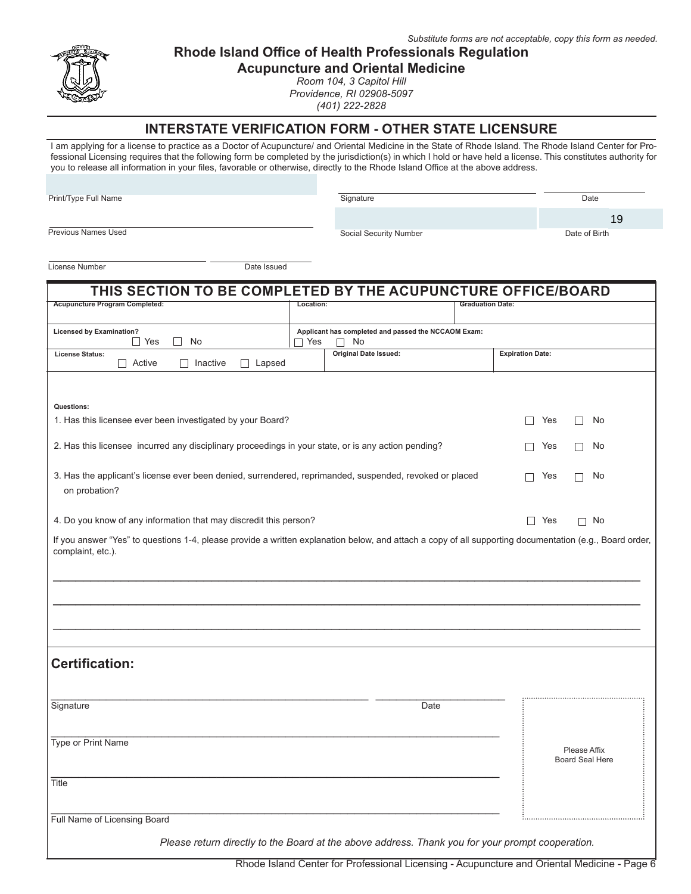*Substitute forms are not acceptable, copy this form as needed.*

**Rhode Island Office of Health Professionals Regulation**

**Acupuncture and Oriental Medicine**

*Room 104, 3 Capitol Hill*
*Providence, RI 02908-5097*
*(401) 222-2828*

## INTERSTATE VERIFICATION FORM - OTHER STATE LICENSURE

I am applying for a license to practice as a Doctor of Acupuncture/ and Oriental Medicine in the State of Rhode Island. The Rhode Island Center for Professional Licensing requires that the following form be completed by the jurisdiction(s) in which I hold or have held a license. This constitutes authority for you to release all information in your files, favorable or otherwise, directly to the Rhode Island Office at the above address.

Print/Type Full Name ____________________ Signature ____________________ Date ____________

Previous Names Used ____________________ Social Security Number ____________________ Date of Birth ______ 19 ______

License Number ____________________ Date Issued ____________

## THIS SECTION TO BE COMPLETED BY THE ACUPUNCTURE OFFICE/BOARD

| | | |
|---|---|---|
| **Acupuncture Program Completed:** | **Location:** | **Graduation Date:** |
| **Licensed by Examination?** ☐ Yes ☐ No | **Applicant has completed and passed the NCCAOM Exam:** ☐ Yes ☐ No | |
| **License Status:** ☐ Active ☐ Inactive ☐ Lapsed | **Original Date Issued:** | **Expiration Date:** |

**Questions:**

1. Has this licensee ever been investigated by your Board? ☐ Yes ☐ No
2. Has this licensee incurred any disciplinary proceedings in your state, or is any action pending? ☐ Yes ☐ No
3. Has the applicant's license ever been denied, surrendered, reprimanded, suspended, revoked or placed on probation? ☐ Yes ☐ No
4. Do you know of any information that may discredit this person? ☐ Yes ☐ No

If you answer "Yes" to questions 1-4, please provide a written explanation below, and attach a copy of all supporting documentation (e.g., Board order, complaint, etc.).

______________________________________________________________________

______________________________________________________________________

______________________________________________________________________

### Certification:

Signature ____________________________________ Date ____________

Type or Print Name ____________________________________

Title ____________________________________

Full Name of Licensing Board ____________________________________

Please Affix Board Seal Here

*Please return directly to the Board at the above address. Thank you for your prompt cooperation.*